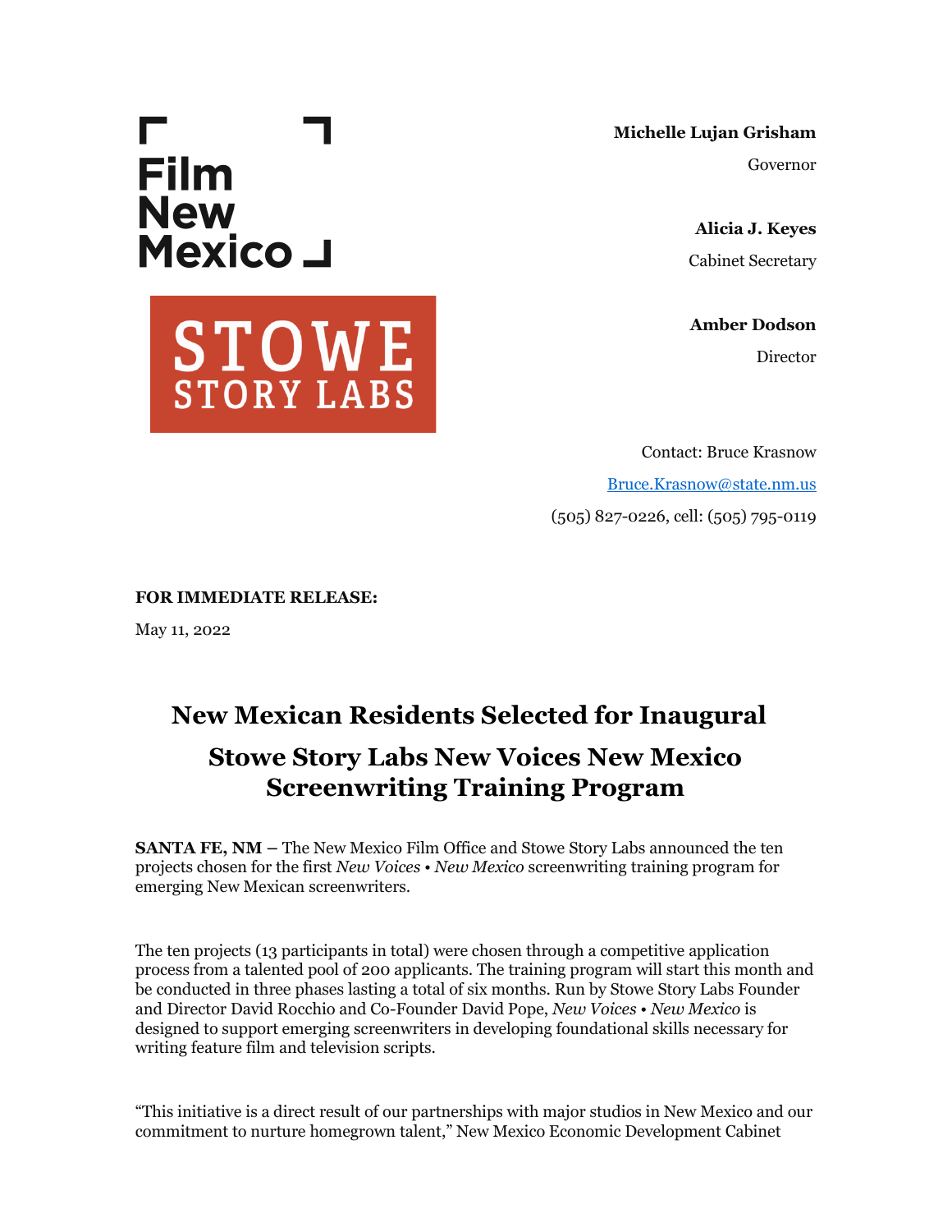Film New Mexico

STOWE STORY LABS

**Michelle Lujan Grisham**
Governor

**Alicia J. Keyes**
Cabinet Secretary

**Amber Dodson**
Director

Contact: Bruce Krasnow
Bruce.Krasnow@state.nm.us
(505) 827-0226, cell: (505) 795-0119

**FOR IMMEDIATE RELEASE:**

May 11, 2022

# New Mexican Residents Selected for Inaugural Stowe Story Labs New Voices New Mexico Screenwriting Training Program

**SANTA FE, NM –** The New Mexico Film Office and Stowe Story Labs announced the ten projects chosen for the first *New Voices • New Mexico* screenwriting training program for emerging New Mexican screenwriters.

The ten projects (13 participants in total) were chosen through a competitive application process from a talented pool of 200 applicants. The training program will start this month and be conducted in three phases lasting a total of six months. Run by Stowe Story Labs Founder and Director David Rocchio and Co-Founder David Pope, *New Voices • New Mexico* is designed to support emerging screenwriters in developing foundational skills necessary for writing feature film and television scripts.

"This initiative is a direct result of our partnerships with major studios in New Mexico and our commitment to nurture homegrown talent," New Mexico Economic Development Cabinet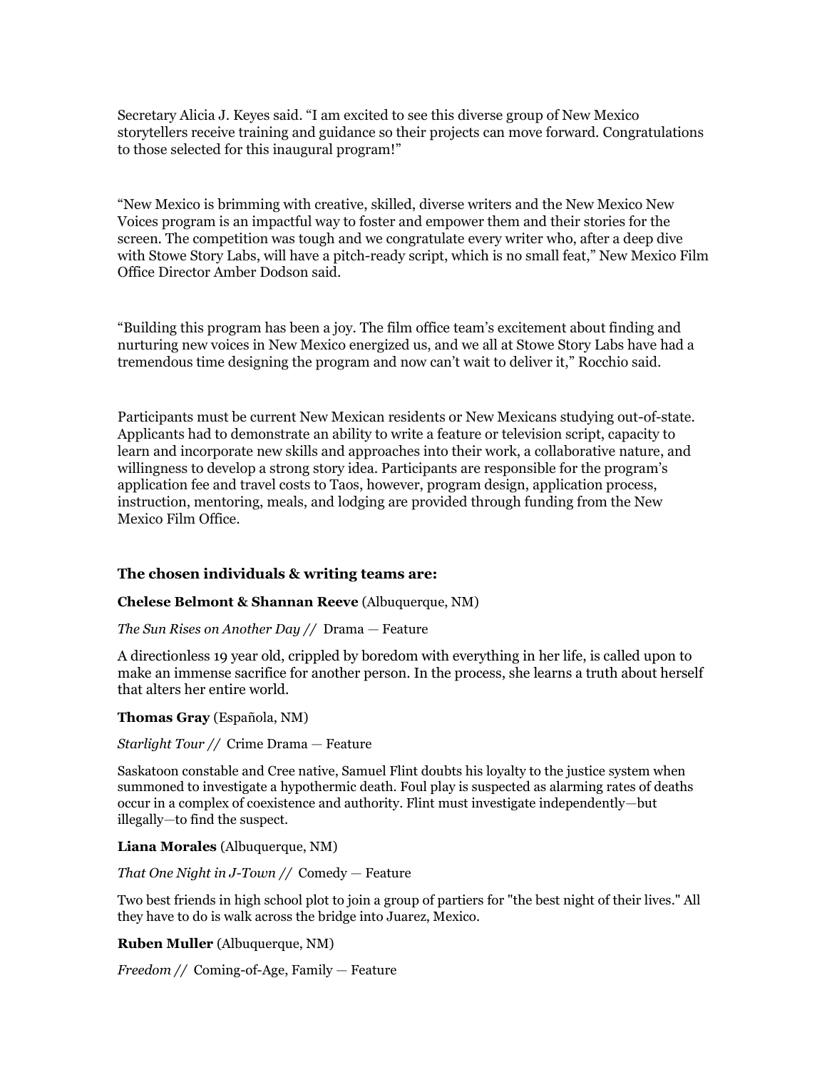Secretary Alicia J. Keyes said. "I am excited to see this diverse group of New Mexico storytellers receive training and guidance so their projects can move forward. Congratulations to those selected for this inaugural program!"

"New Mexico is brimming with creative, skilled, diverse writers and the New Mexico New Voices program is an impactful way to foster and empower them and their stories for the screen. The competition was tough and we congratulate every writer who, after a deep dive with Stowe Story Labs, will have a pitch-ready script, which is no small feat," New Mexico Film Office Director Amber Dodson said.

"Building this program has been a joy. The film office team's excitement about finding and nurturing new voices in New Mexico energized us, and we all at Stowe Story Labs have had a tremendous time designing the program and now can't wait to deliver it," Rocchio said.

Participants must be current New Mexican residents or New Mexicans studying out-of-state. Applicants had to demonstrate an ability to write a feature or television script, capacity to learn and incorporate new skills and approaches into their work, a collaborative nature, and willingness to develop a strong story idea. Participants are responsible for the program's application fee and travel costs to Taos, however, program design, application process, instruction, mentoring, meals, and lodging are provided through funding from the New Mexico Film Office.

**The chosen individuals & writing teams are:**

**Chelese Belmont & Shannan Reeve** (Albuquerque, NM)

*The Sun Rises on Another Day //* Drama — Feature

A directionless 19 year old, crippled by boredom with everything in her life, is called upon to make an immense sacrifice for another person. In the process, she learns a truth about herself that alters her entire world.

**Thomas Gray** (Española, NM)

*Starlight Tour //* Crime Drama — Feature

Saskatoon constable and Cree native, Samuel Flint doubts his loyalty to the justice system when summoned to investigate a hypothermic death. Foul play is suspected as alarming rates of deaths occur in a complex of coexistence and authority. Flint must investigate independently—but illegally—to find the suspect.

**Liana Morales** (Albuquerque, NM)

*That One Night in J-Town //* Comedy — Feature

Two best friends in high school plot to join a group of partiers for "the best night of their lives." All they have to do is walk across the bridge into Juarez, Mexico.

**Ruben Muller** (Albuquerque, NM)

*Freedom //* Coming-of-Age, Family — Feature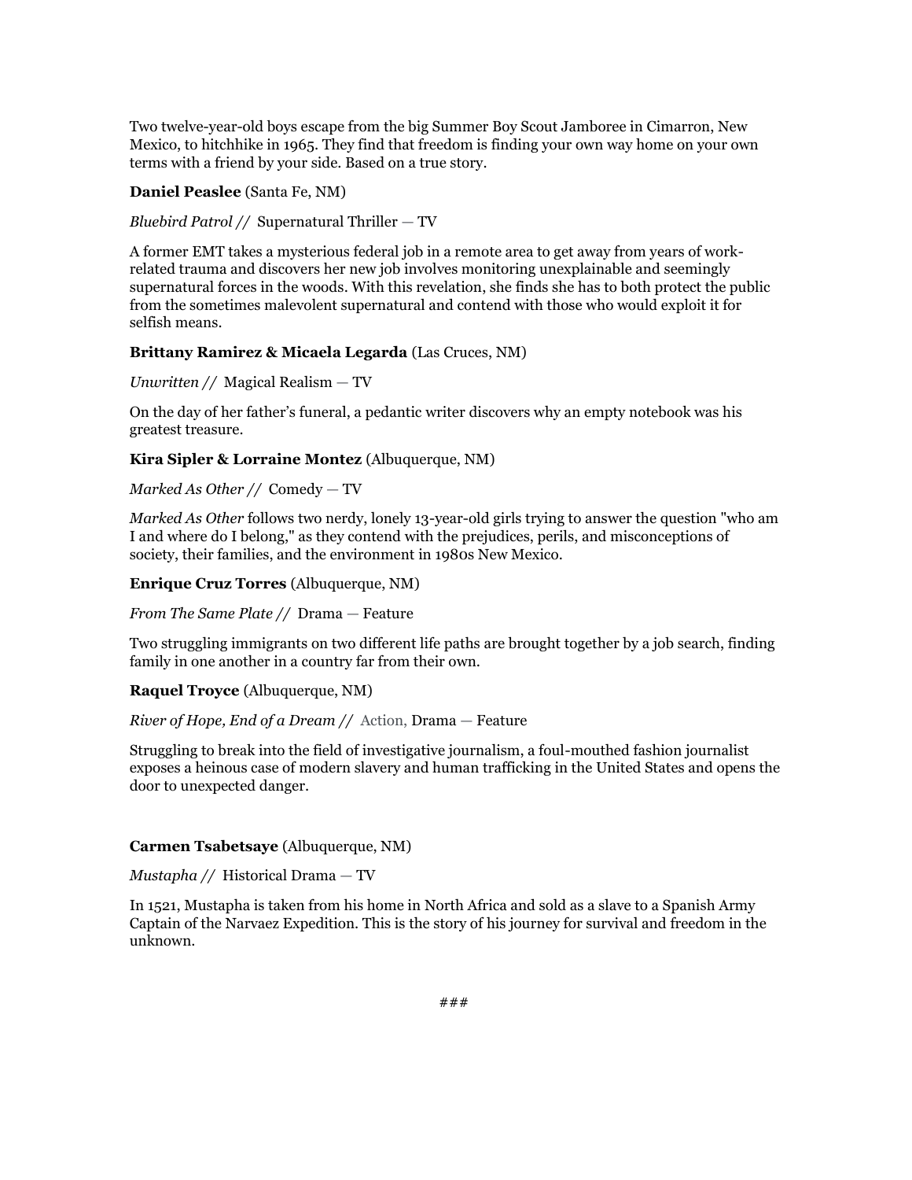Two twelve-year-old boys escape from the big Summer Boy Scout Jamboree in Cimarron, New Mexico, to hitchhike in 1965. They find that freedom is finding your own way home on your own terms with a friend by your side. Based on a true story.

**Daniel Peaslee** (Santa Fe, NM)

*Bluebird Patrol //* Supernatural Thriller — TV

A former EMT takes a mysterious federal job in a remote area to get away from years of work-related trauma and discovers her new job involves monitoring unexplainable and seemingly supernatural forces in the woods. With this revelation, she finds she has to both protect the public from the sometimes malevolent supernatural and contend with those who would exploit it for selfish means.

**Brittany Ramirez & Micaela Legarda** (Las Cruces, NM)

*Unwritten //* Magical Realism — TV

On the day of her father's funeral, a pedantic writer discovers why an empty notebook was his greatest treasure.

**Kira Sipler & Lorraine Montez** (Albuquerque, NM)

*Marked As Other //* Comedy — TV

*Marked As Other* follows two nerdy, lonely 13-year-old girls trying to answer the question "who am I and where do I belong," as they contend with the prejudices, perils, and misconceptions of society, their families, and the environment in 1980s New Mexico.

**Enrique Cruz Torres** (Albuquerque, NM)

*From The Same Plate //* Drama — Feature

Two struggling immigrants on two different life paths are brought together by a job search, finding family in one another in a country far from their own.

**Raquel Troyce** (Albuquerque, NM)

*River of Hope, End of a Dream //* Action, Drama — Feature

Struggling to break into the field of investigative journalism, a foul-mouthed fashion journalist exposes a heinous case of modern slavery and human trafficking in the United States and opens the door to unexpected danger.

**Carmen Tsabetsaye** (Albuquerque, NM)

*Mustapha //* Historical Drama — TV

In 1521, Mustapha is taken from his home in North Africa and sold as a slave to a Spanish Army Captain of the Narvaez Expedition. This is the story of his journey for survival and freedom in the unknown.

###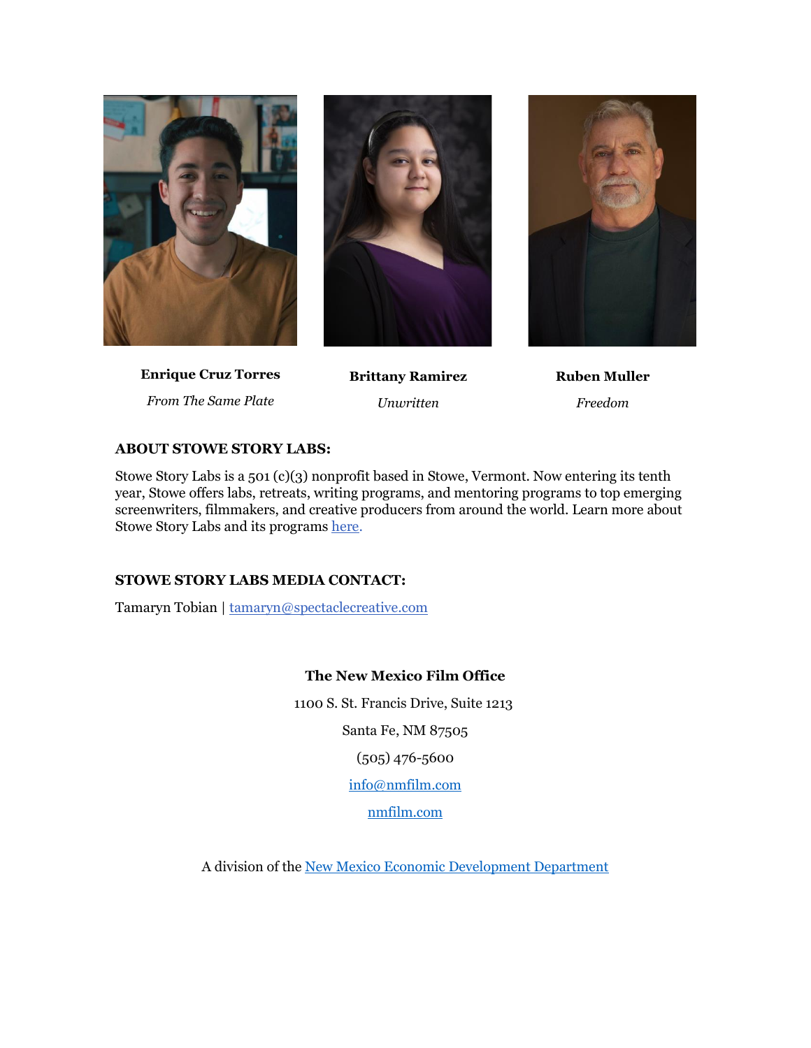**Enrique Cruz Torres**

*From The Same Plate*

**Brittany Ramirez**

*Unwritten*

**Ruben Muller**

*Freedom*

**ABOUT STOWE STORY LABS:**

Stowe Story Labs is a 501 (c)(3) nonprofit based in Stowe, Vermont. Now entering its tenth year, Stowe offers labs, retreats, writing programs, and mentoring programs to top emerging screenwriters, filmmakers, and creative producers from around the world. Learn more about Stowe Story Labs and its programs [here.](#)

**STOWE STORY LABS MEDIA CONTACT:**

Tamaryn Tobian | tamaryn@spectaclecreative.com

**The New Mexico Film Office**

1100 S. St. Francis Drive, Suite 1213

Santa Fe, NM 87505

(505) 476-5600

info@nmfilm.com

nmfilm.com

A division of the New Mexico Economic Development Department